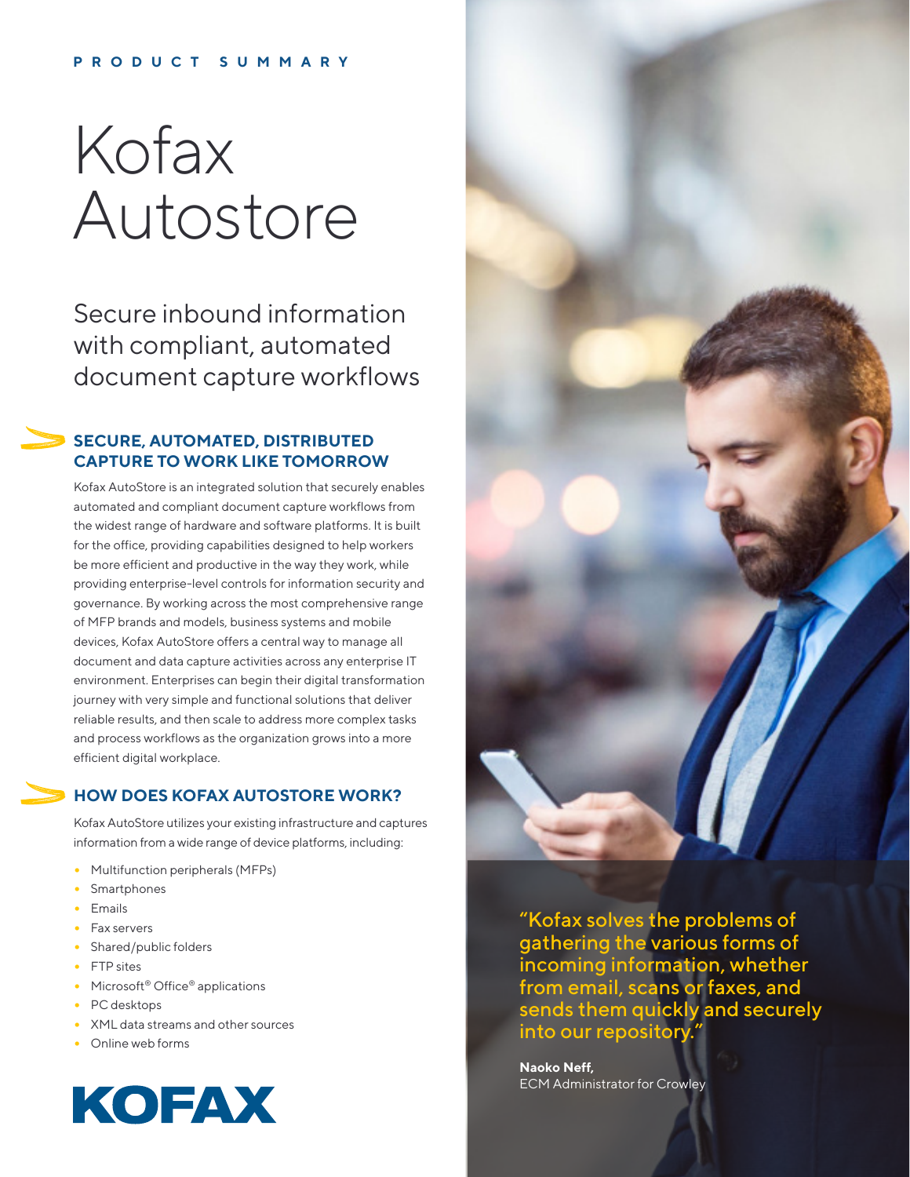PRODUCT SUMMARY

# Kofax Autostore

Secure inbound information with compliant, automated document capture workflows

## SECURE, AUTOMATED, DISTRIBUTED CAPTURE TO WORK LIKE TOMORROW

Kofax AutoStore is an integrated solution that securely enables automated and compliant document capture workflows from the widest range of hardware and software platforms. It is built for the office, providing capabilities designed to help workers be more efficient and productive in the way they work, while providing enterprise-level controls for information security and governance. By working across the most comprehensive range of MFP brands and models, business systems and mobile devices, Kofax AutoStore offers a central way to manage all document and data capture activities across any enterprise IT environment. Enterprises can begin their digital transformation journey with very simple and functional solutions that deliver reliable results, and then scale to address more complex tasks and process workflows as the organization grows into a more efficient digital workplace.

## HOW DOES KOFAX AUTOSTORE WORK?

Kofax AutoStore utilizes your existing infrastructure and captures information from a wide range of device platforms, including:

- Multifunction peripherals (MFPs)
- Smartphones
- Emails
- Fax servers
- Shared/public folders
- FTP sites
- Microsoft® Office® applications
- PC desktops
- XML data streams and other sources
- Online web forms

KOFAX

"Kofax solves the problems of gathering the various forms of incoming information, whether from email, scans or faxes, and sends them quickly and securely into our repository."

**Naoko Neff,**
ECM Administrator for Crowley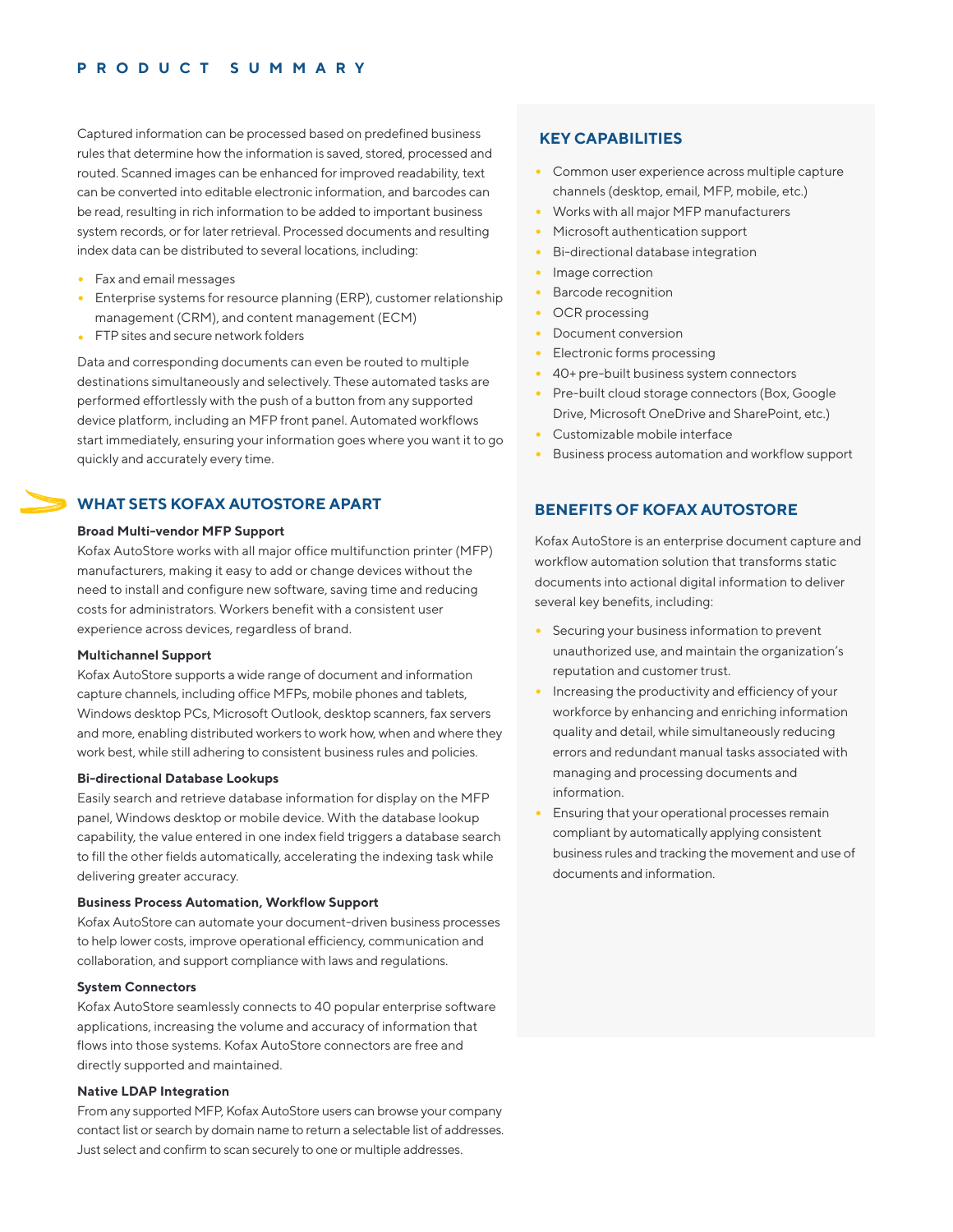## PRODUCT SUMMARY

Captured information can be processed based on predefined business rules that determine how the information is saved, stored, processed and routed. Scanned images can be enhanced for improved readability, text can be converted into editable electronic information, and barcodes can be read, resulting in rich information to be added to important business system records, or for later retrieval. Processed documents and resulting index data can be distributed to several locations, including:

- Fax and email messages
- Enterprise systems for resource planning (ERP), customer relationship management (CRM), and content management (ECM)
- FTP sites and secure network folders

Data and corresponding documents can even be routed to multiple destinations simultaneously and selectively. These automated tasks are performed effortlessly with the push of a button from any supported device platform, including an MFP front panel. Automated workflows start immediately, ensuring your information goes where you want it to go quickly and accurately every time.

## WHAT SETS KOFAX AUTOSTORE APART

**Broad Multi-vendor MFP Support**

Kofax AutoStore works with all major office multifunction printer (MFP) manufacturers, making it easy to add or change devices without the need to install and configure new software, saving time and reducing costs for administrators. Workers benefit with a consistent user experience across devices, regardless of brand.

**Multichannel Support**

Kofax AutoStore supports a wide range of document and information capture channels, including office MFPs, mobile phones and tablets, Windows desktop PCs, Microsoft Outlook, desktop scanners, fax servers and more, enabling distributed workers to work how, when and where they work best, while still adhering to consistent business rules and policies.

**Bi-directional Database Lookups**

Easily search and retrieve database information for display on the MFP panel, Windows desktop or mobile device. With the database lookup capability, the value entered in one index field triggers a database search to fill the other fields automatically, accelerating the indexing task while delivering greater accuracy.

**Business Process Automation, Workflow Support**

Kofax AutoStore can automate your document-driven business processes to help lower costs, improve operational efficiency, communication and collaboration, and support compliance with laws and regulations.

**System Connectors**

Kofax AutoStore seamlessly connects to 40 popular enterprise software applications, increasing the volume and accuracy of information that flows into those systems. Kofax AutoStore connectors are free and directly supported and maintained.

**Native LDAP Integration**

From any supported MFP, Kofax AutoStore users can browse your company contact list or search by domain name to return a selectable list of addresses. Just select and confirm to scan securely to one or multiple addresses.

## KEY CAPABILITIES

- Common user experience across multiple capture channels (desktop, email, MFP, mobile, etc.)
- Works with all major MFP manufacturers
- Microsoft authentication support
- Bi-directional database integration
- Image correction
- Barcode recognition
- OCR processing
- Document conversion
- Electronic forms processing
- 40+ pre-built business system connectors
- Pre-built cloud storage connectors (Box, Google Drive, Microsoft OneDrive and SharePoint, etc.)
- Customizable mobile interface
- Business process automation and workflow support

## BENEFITS OF KOFAX AUTOSTORE

Kofax AutoStore is an enterprise document capture and workflow automation solution that transforms static documents into actional digital information to deliver several key benefits, including:

- Securing your business information to prevent unauthorized use, and maintain the organization's reputation and customer trust.
- Increasing the productivity and efficiency of your workforce by enhancing and enriching information quality and detail, while simultaneously reducing errors and redundant manual tasks associated with managing and processing documents and information.
- Ensuring that your operational processes remain compliant by automatically applying consistent business rules and tracking the movement and use of documents and information.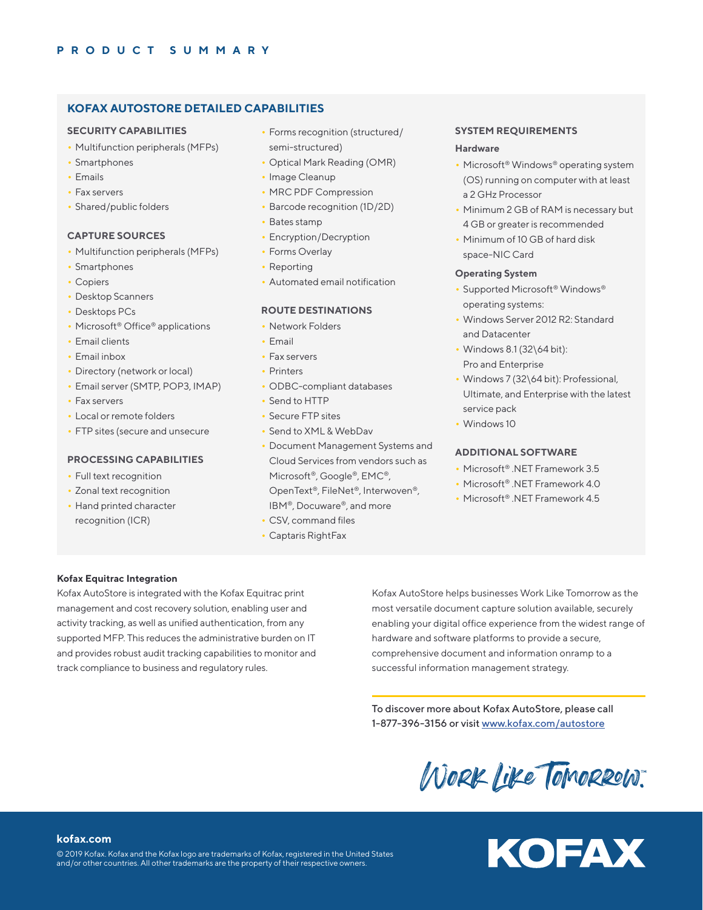# PRODUCT SUMMARY

## KOFAX AUTOSTORE DETAILED CAPABILITIES

### SECURITY CAPABILITIES

- Multifunction peripherals (MFPs)
- Smartphones
- Emails
- Fax servers
- Shared/public folders

### CAPTURE SOURCES

- Multifunction peripherals (MFPs)
- Smartphones
- Copiers
- Desktop Scanners
- Desktops PCs
- Microsoft® Office® applications
- Email clients
- Email inbox
- Directory (network or local)
- Email server (SMTP, POP3, IMAP)
- Fax servers
- Local or remote folders
- FTP sites (secure and unsecure

### PROCESSING CAPABILITIES

- Full text recognition
- Zonal text recognition
- Hand printed character recognition (ICR)
- Forms recognition (structured/ semi-structured)
- Optical Mark Reading (OMR)
- Image Cleanup
- MRC PDF Compression
- Barcode recognition (1D/2D)
- Bates stamp
- Encryption/Decryption
- Forms Overlay
- Reporting
- Automated email notification

### ROUTE DESTINATIONS

- Network Folders
- Email
- Fax servers
- Printers
- ODBC-compliant databases
- Send to HTTP
- Secure FTP sites
- Send to XML & WebDav
- Document Management Systems and Cloud Services from vendors such as Microsoft®, Google®, EMC®, OpenText®, FileNet®, Interwoven®, IBM®, Docuware®, and more
- CSV, command files
- Captaris RightFax

### SYSTEM REQUIREMENTS

**Hardware**

- Microsoft® Windows® operating system (OS) running on computer with at least a 2 GHz Processor
- Minimum 2 GB of RAM is necessary but 4 GB or greater is recommended
- Minimum of 10 GB of hard disk space-NIC Card

**Operating System**

- Supported Microsoft® Windows® operating systems:
- Windows Server 2012 R2: Standard and Datacenter
- Windows 8.1 (32\64 bit): Pro and Enterprise
- Windows 7 (32\64 bit): Professional, Ultimate, and Enterprise with the latest service pack
- Windows 10

### ADDITIONAL SOFTWARE

- Microsoft® .NET Framework 3.5
- Microsoft® .NET Framework 4.0
- Microsoft® .NET Framework 4.5

**Kofax Equitrac Integration**

Kofax AutoStore is integrated with the Kofax Equitrac print management and cost recovery solution, enabling user and activity tracking, as well as unified authentication, from any supported MFP. This reduces the administrative burden on IT and provides robust audit tracking capabilities to monitor and track compliance to business and regulatory rules.

Kofax AutoStore helps businesses Work Like Tomorrow as the most versatile document capture solution available, securely enabling your digital office experience from the widest range of hardware and software platforms to provide a secure, comprehensive document and information onramp to a successful information management strategy.

To discover more about Kofax AutoStore, please call 1-877-396-3156 or visit www.kofax.com/autostore

Work Like Tomorrow.™

**kofax.com**

© 2019 Kofax. Kofax and the Kofax logo are trademarks of Kofax, registered in the United States and/or other countries. All other trademarks are the property of their respective owners.

KOFAX